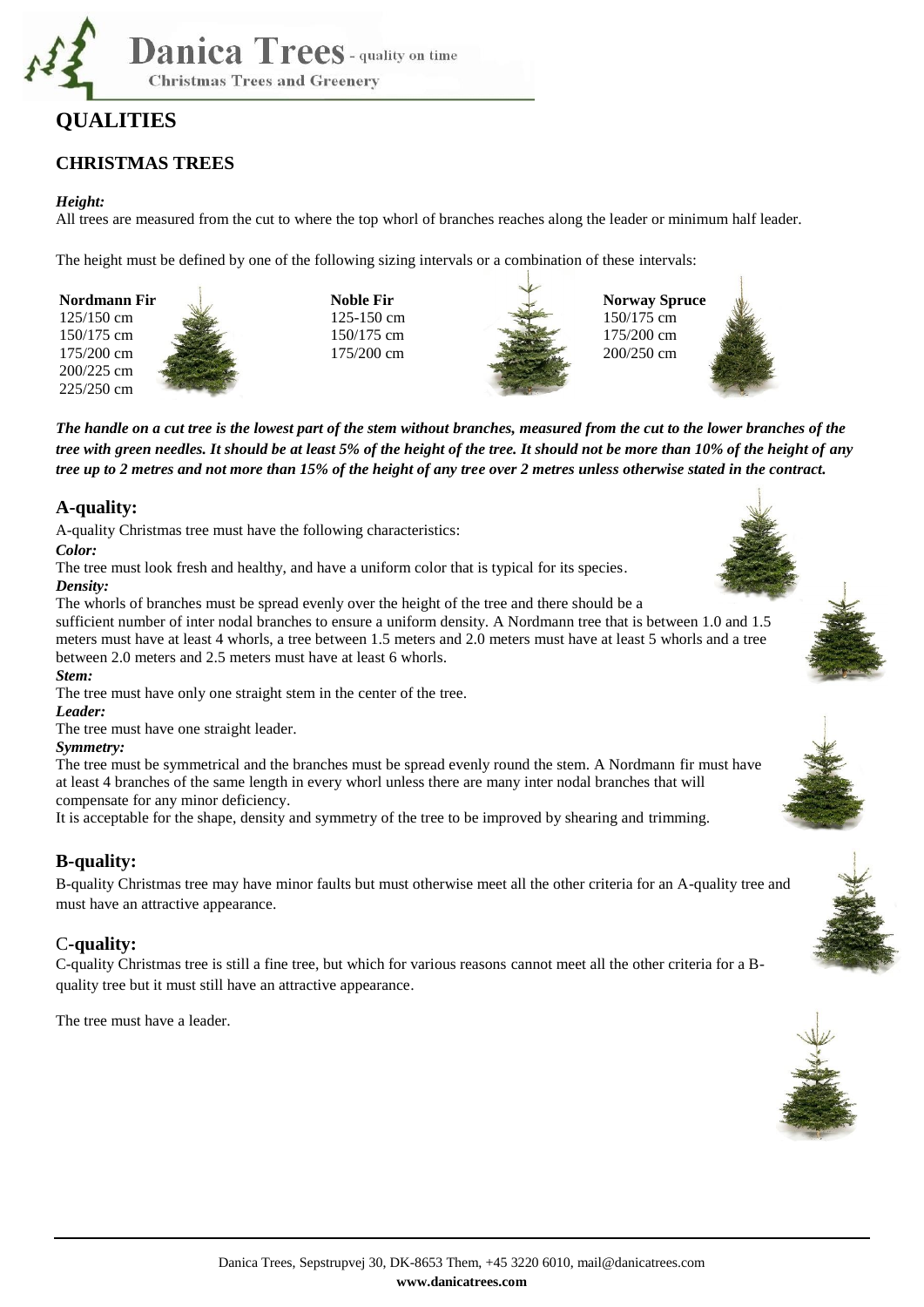Danica Trees - quality on time

Christmas Trees and Greenery

# QUALITIES

## CHRISTMAS TREES

***Height:***

All trees are measured from the cut to where the top whorl of branches reaches along the leader or minimum half leader.

The height must be defined by one of the following sizing intervals or a combination of these intervals:

**Nordmann Fir**
125/150 cm
150/175 cm
175/200 cm
200/225 cm
225/250 cm

**Noble Fir**
125-150 cm
150/175 cm
175/200 cm

**Norway Spruce**
150/175 cm
175/200 cm
200/250 cm

***The handle on a cut tree is the lowest part of the stem without branches, measured from the cut to the lower branches of the tree with green needles. It should be at least 5% of the height of the tree. It should not be more than 10% of the height of any tree up to 2 metres and not more than 15% of the height of any tree over 2 metres unless otherwise stated in the contract.***

### A-quality:

A-quality Christmas tree must have the following characteristics:

***Color:***

The tree must look fresh and healthy, and have a uniform color that is typical for its species.

***Density:***

The whorls of branches must be spread evenly over the height of the tree and there should be a sufficient number of inter nodal branches to ensure a uniform density. A Nordmann tree that is between 1.0 and 1.5 meters must have at least 4 whorls, a tree between 1.5 meters and 2.0 meters must have at least 5 whorls and a tree between 2.0 meters and 2.5 meters must have at least 6 whorls.

***Stem:***

The tree must have only one straight stem in the center of the tree.

***Leader:***

The tree must have one straight leader.

***Symmetry:***

The tree must be symmetrical and the branches must be spread evenly round the stem. A Nordmann fir must have at least 4 branches of the same length in every whorl unless there are many inter nodal branches that will compensate for any minor deficiency.

It is acceptable for the shape, density and symmetry of the tree to be improved by shearing and trimming.

### B-quality:

B-quality Christmas tree may have minor faults but must otherwise meet all the other criteria for an A-quality tree and must have an attractive appearance.

### C-quality:

C-quality Christmas tree is still a fine tree, but which for various reasons cannot meet all the other criteria for a B-quality tree but it must still have an attractive appearance.

The tree must have a leader.

Danica Trees, Sepstrupvej 30, DK-8653 Them, +45 3220 6010, mail@danicatrees.com
**www.danicatrees.com**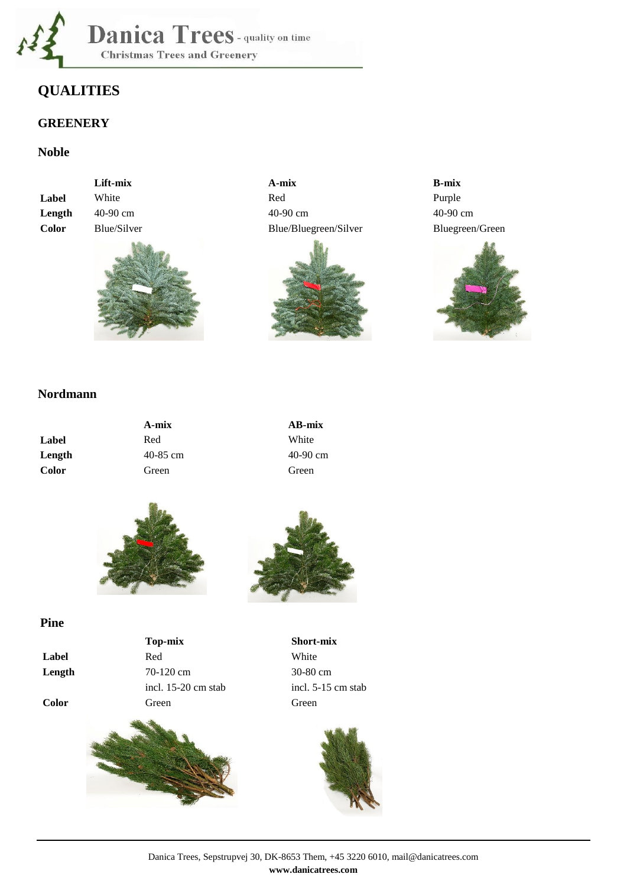Danica Trees - quality on time
Christmas Trees and Greenery

# QUALITIES

## GREENERY

### Noble

| | Lift-mix | A-mix | B-mix |
|---|---|---|---|
| **Label** | White | Red | Purple |
| **Length** | 40-90 cm | 40-90 cm | 40-90 cm |
| **Color** | Blue/Silver | Blue/Bluegreen/Silver | Bluegreen/Green |

### Nordmann

| | A-mix | AB-mix |
|---|---|---|
| **Label** | Red | White |
| **Length** | 40-85 cm | 40-90 cm |
| **Color** | Green | Green |

### Pine

| | Top-mix | Short-mix |
|---|---|---|
| **Label** | Red | White |
| **Length** | 70-120 cm incl. 15-20 cm stab | 30-80 cm incl. 5-15 cm stab |
| **Color** | Green | Green |

Danica Trees, Sepstrupvej 30, DK-8653 Them, +45 3220 6010, mail@danicatrees.com
**www.danicatrees.com**